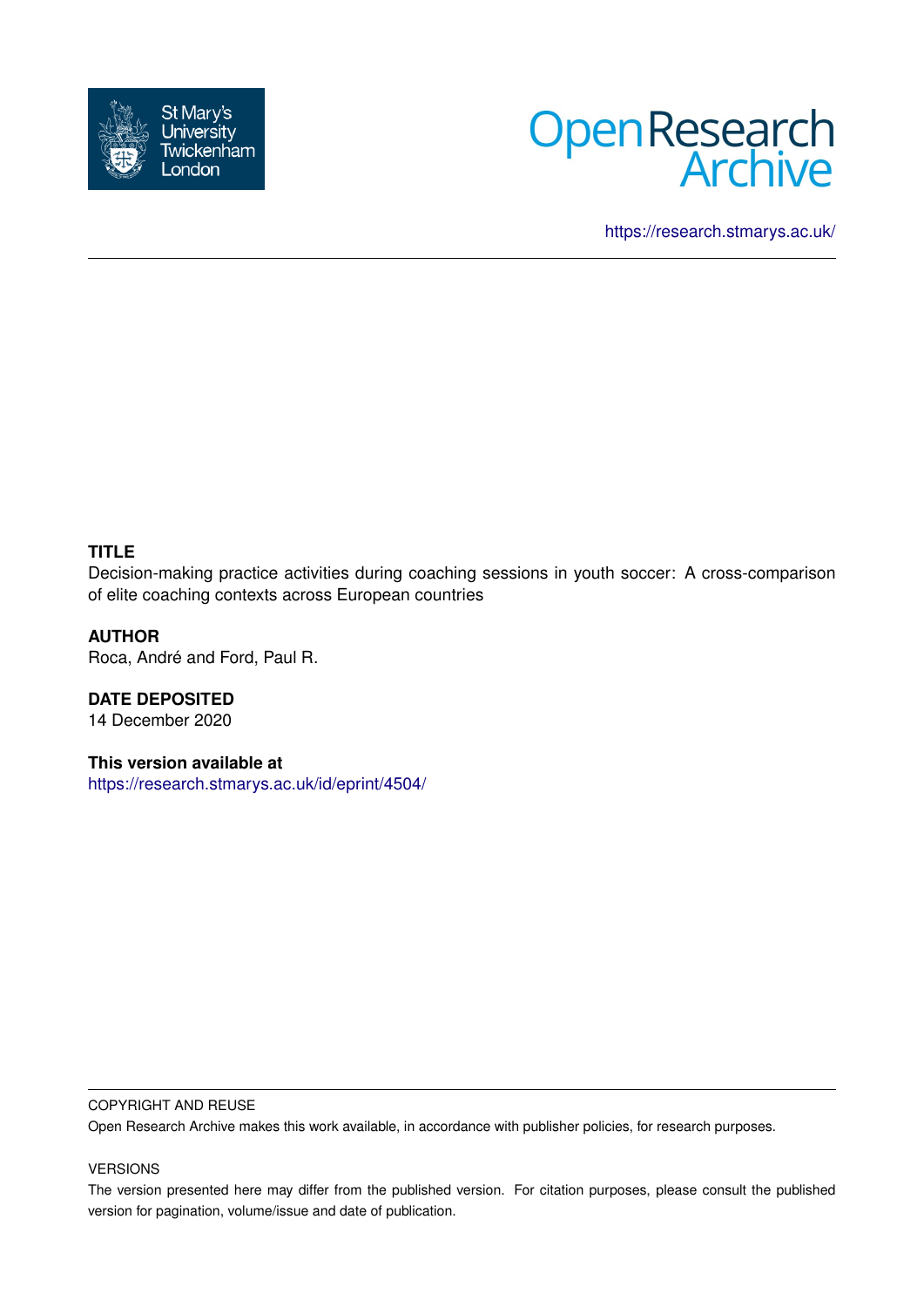St Mary's University Twickenham London

Open Research Archive

https://research.stmarys.ac.uk/

**TITLE**

Decision-making practice activities during coaching sessions in youth soccer: A cross-comparison of elite coaching contexts across European countries

**AUTHOR**

Roca, André and Ford, Paul R.

**DATE DEPOSITED**

14 December 2020

**This version available at**

https://research.stmarys.ac.uk/id/eprint/4504/

COPYRIGHT AND REUSE

Open Research Archive makes this work available, in accordance with publisher policies, for research purposes.

VERSIONS

The version presented here may differ from the published version. For citation purposes, please consult the published version for pagination, volume/issue and date of publication.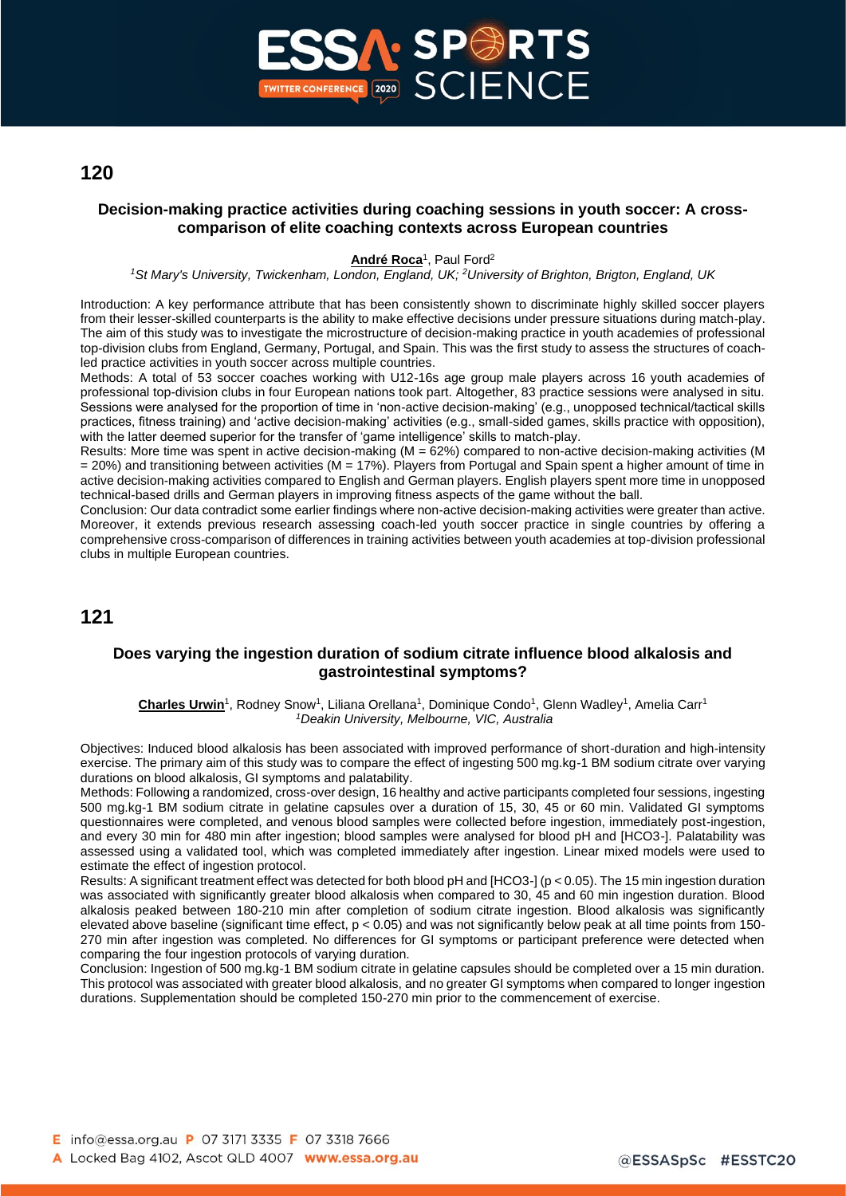## 120

### Decision-making practice activities during coaching sessions in youth soccer: A cross-comparison of elite coaching contexts across European countries

**André Roca**[1], Paul Ford[2]

*[1]St Mary's University, Twickenham, London, England, UK; [2]University of Brighton, Brigton, England, UK*

Introduction: A key performance attribute that has been consistently shown to discriminate highly skilled soccer players from their lesser-skilled counterparts is the ability to make effective decisions under pressure situations during match-play. The aim of this study was to investigate the microstructure of decision-making practice in youth academies of professional top-division clubs from England, Germany, Portugal, and Spain. This was the first study to assess the structures of coach-led practice activities in youth soccer across multiple countries.

Methods: A total of 53 soccer coaches working with U12-16s age group male players across 16 youth academies of professional top-division clubs in four European nations took part. Altogether, 83 practice sessions were analysed in situ. Sessions were analysed for the proportion of time in 'non-active decision-making' (e.g., unopposed technical/tactical skills practices, fitness training) and 'active decision-making' activities (e.g., small-sided games, skills practice with opposition), with the latter deemed superior for the transfer of 'game intelligence' skills to match-play.

Results: More time was spent in active decision-making (M = 62%) compared to non-active decision-making activities (M = 20%) and transitioning between activities (M = 17%). Players from Portugal and Spain spent a higher amount of time in active decision-making activities compared to English and German players. English players spent more time in unopposed technical-based drills and German players in improving fitness aspects of the game without the ball.

Conclusion: Our data contradict some earlier findings where non-active decision-making activities were greater than active. Moreover, it extends previous research assessing coach-led youth soccer practice in single countries by offering a comprehensive cross-comparison of differences in training activities between youth academies at top-division professional clubs in multiple European countries.

## 121

### Does varying the ingestion duration of sodium citrate influence blood alkalosis and gastrointestinal symptoms?

**Charles Urwin**[1], Rodney Snow[1], Liliana Orellana[1], Dominique Condo[1], Glenn Wadley[1], Amelia Carr[1]

*[1]Deakin University, Melbourne, VIC, Australia*

Objectives: Induced blood alkalosis has been associated with improved performance of short-duration and high-intensity exercise. The primary aim of this study was to compare the effect of ingesting 500 mg.kg-1 BM sodium citrate over varying durations on blood alkalosis, GI symptoms and palatability.

Methods: Following a randomized, cross-over design, 16 healthy and active participants completed four sessions, ingesting 500 mg.kg-1 BM sodium citrate in gelatine capsules over a duration of 15, 30, 45 or 60 min. Validated GI symptoms questionnaires were completed, and venous blood samples were collected before ingestion, immediately post-ingestion, and every 30 min for 480 min after ingestion; blood samples were analysed for blood pH and [$HCO_3^-$]. Palatability was assessed using a validated tool, which was completed immediately after ingestion. Linear mixed models were used to estimate the effect of ingestion protocol.

Results: A significant treatment effect was detected for both blood pH and [$HCO_3^-$] ($p < 0.05$). The 15 min ingestion duration was associated with significantly greater blood alkalosis when compared to 30, 45 and 60 min ingestion duration. Blood alkalosis peaked between 180-210 min after completion of sodium citrate ingestion. Blood alkalosis was significantly elevated above baseline (significant time effect, $p < 0.05$) and was not significantly below peak at all time points from 150-270 min after ingestion was completed. No differences for GI symptoms or participant preference were detected when comparing the four ingestion protocols of varying duration.

Conclusion: Ingestion of 500 mg.kg-1 BM sodium citrate in gelatine capsules should be completed over a 15 min duration. This protocol was associated with greater blood alkalosis, and no greater GI symptoms when compared to longer ingestion durations. Supplementation should be completed 150-270 min prior to the commencement of exercise.